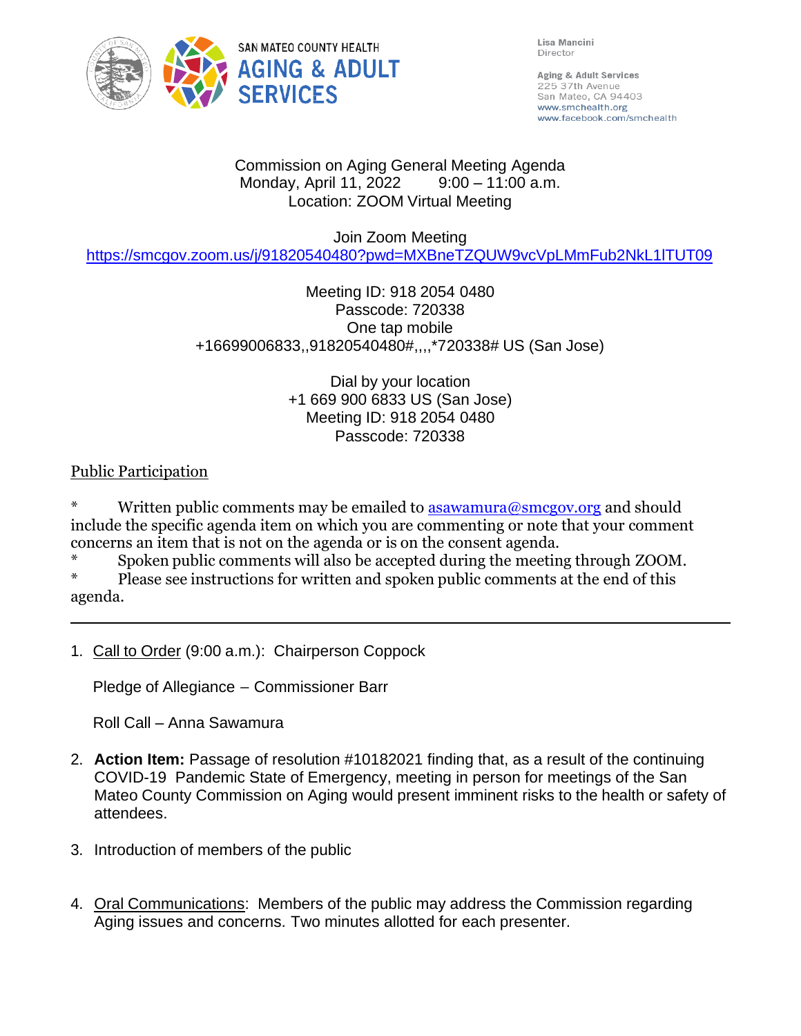SAN MATEO COUNTY HEALTH
**AGING & ADULT SERVICES**

Lisa Mancini
Director

Aging & Adult Services
225 37th Avenue
San Mateo, CA 94403
www.smchealth.org
www.facebook.com/smchealth

Commission on Aging General Meeting Agenda
Monday, April 11, 2022 9:00 – 11:00 a.m.
Location: ZOOM Virtual Meeting

Join Zoom Meeting
https://smcgov.zoom.us/j/91820540480?pwd=MXBneTZQUW9vcVpLMmFub2NkL1lTUT09

Meeting ID: 918 2054 0480
Passcode: 720338
One tap mobile
+16699006833,,91820540480#,,,,*720338# US (San Jose)

Dial by your location
+1 669 900 6833 US (San Jose)
Meeting ID: 918 2054 0480
Passcode: 720338

Public Participation

* Written public comments may be emailed to asawamura@smcgov.org and should include the specific agenda item on which you are commenting or note that your comment concerns an item that is not on the agenda or is on the consent agenda.
* Spoken public comments will also be accepted during the meeting through ZOOM.
* Please see instructions for written and spoken public comments at the end of this agenda.

---

1. Call to Order (9:00 a.m.): Chairperson Coppock

   Pledge of Allegiance – Commissioner Barr

   Roll Call – Anna Sawamura

2. **Action Item:** Passage of resolution #10182021 finding that, as a result of the continuing COVID-19 Pandemic State of Emergency, meeting in person for meetings of the San Mateo County Commission on Aging would present imminent risks to the health or safety of attendees.

3. Introduction of members of the public

4. Oral Communications: Members of the public may address the Commission regarding Aging issues and concerns. Two minutes allotted for each presenter.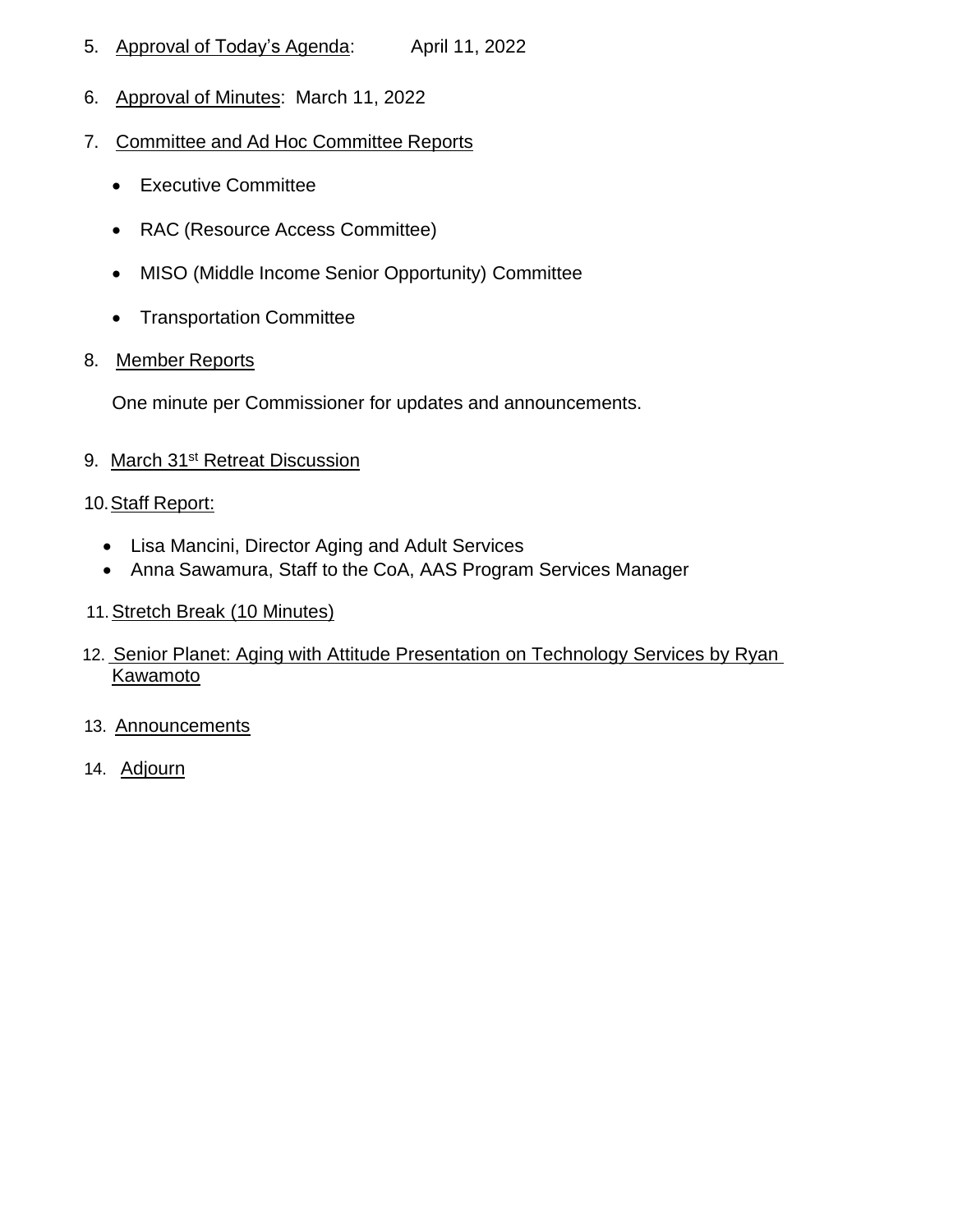5. Approval of Today's Agenda: April 11, 2022

6. Approval of Minutes: March 11, 2022

7. Committee and Ad Hoc Committee Reports

   - Executive Committee
   - RAC (Resource Access Committee)
   - MISO (Middle Income Senior Opportunity) Committee
   - Transportation Committee

8. Member Reports

   One minute per Commissioner for updates and announcements.

9. March 31st Retreat Discussion

10. Staff Report:

    - Lisa Mancini, Director Aging and Adult Services
    - Anna Sawamura, Staff to the CoA, AAS Program Services Manager

11. Stretch Break (10 Minutes)

12. Senior Planet: Aging with Attitude Presentation on Technology Services by Ryan Kawamoto

13. Announcements

14. Adjourn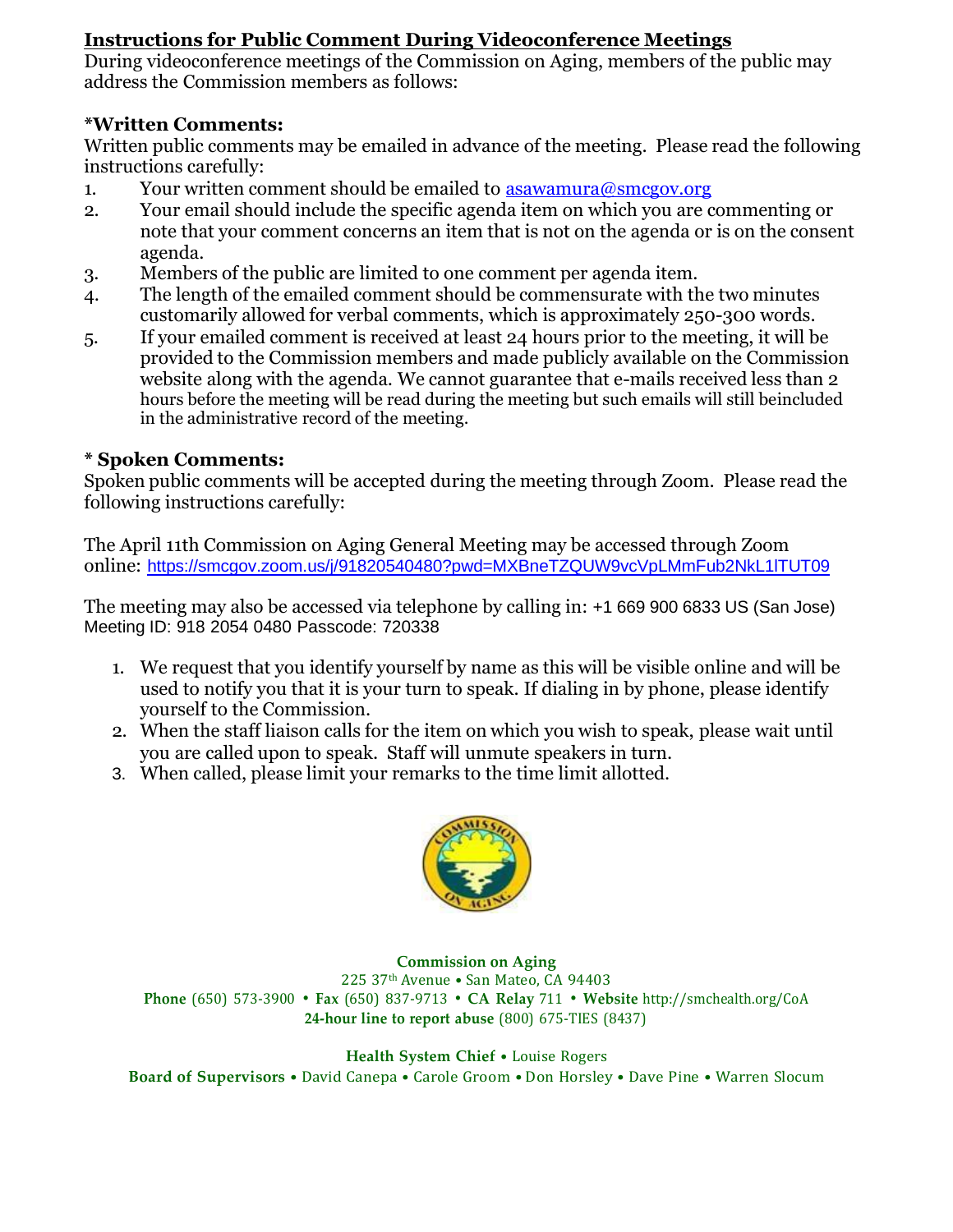## Instructions for Public Comment During Videoconference Meetings

During videoconference meetings of the Commission on Aging, members of the public may address the Commission members as follows:

**\*Written Comments:**

Written public comments may be emailed in advance of the meeting. Please read the following instructions carefully:

1. Your written comment should be emailed to asawamura@smcgov.org
2. Your email should include the specific agenda item on which you are commenting or note that your comment concerns an item that is not on the agenda or is on the consent agenda.
3. Members of the public are limited to one comment per agenda item.
4. The length of the emailed comment should be commensurate with the two minutes customarily allowed for verbal comments, which is approximately 250-300 words.
5. If your emailed comment is received at least 24 hours prior to the meeting, it will be provided to the Commission members and made publicly available on the Commission website along with the agenda. We cannot guarantee that e-mails received less than 2 hours before the meeting will be read during the meeting but such emails will still beincluded in the administrative record of the meeting.

**\* Spoken Comments:**

Spoken public comments will be accepted during the meeting through Zoom. Please read the following instructions carefully:

The April 11th Commission on Aging General Meeting may be accessed through Zoom online: https://smcgov.zoom.us/j/91820540480?pwd=MXBneTZQUW9vcVpLMmFub2NkL1lTUT09

The meeting may also be accessed via telephone by calling in: +1 669 900 6833 US (San Jose) Meeting ID: 918 2054 0480 Passcode: 720338

1. We request that you identify yourself by name as this will be visible online and will be used to notify you that it is your turn to speak. If dialing in by phone, please identify yourself to the Commission.
2. When the staff liaison calls for the item on which you wish to speak, please wait until you are called upon to speak. Staff will unmute speakers in turn.
3. When called, please limit your remarks to the time limit allotted.

**Commission on Aging**
225 37th Avenue • San Mateo, CA 94403
**Phone** (650) 573-3900 • **Fax** (650) 837-9713 • **CA Relay** 711 • **Website** http://smchealth.org/CoA
**24-hour line to report abuse** (800) 675-TIES (8437)

**Health System Chief** • Louise Rogers
**Board of Supervisors** • David Canepa • Carole Groom • Don Horsley • Dave Pine • Warren Slocum